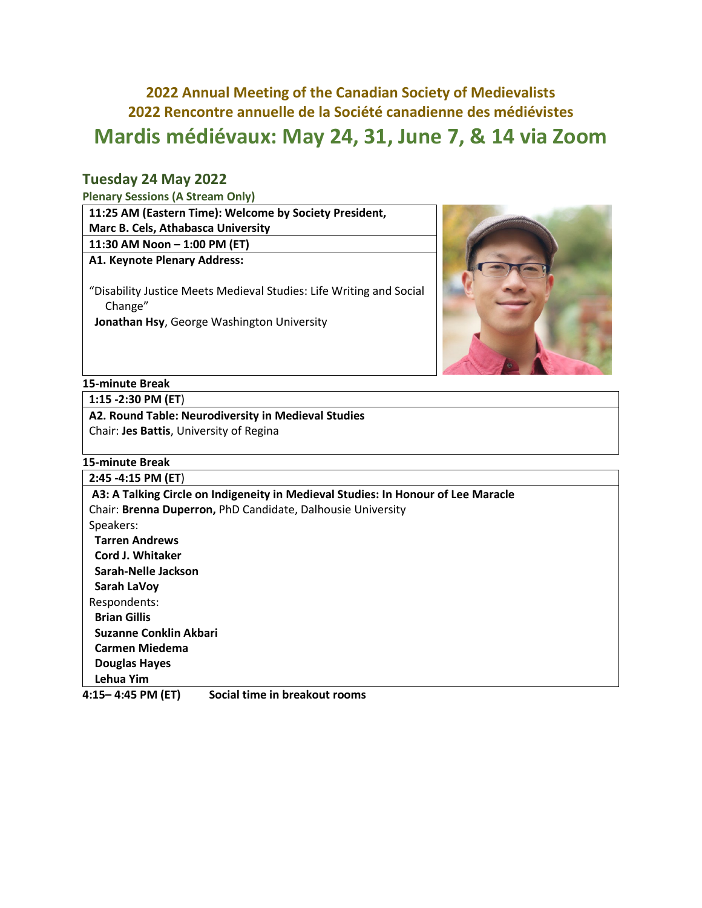# 2022 Annual Meeting of the Canadian Society of Medievalists
# 2022 Rencontre annuelle de la Société canadienne des médiévistes
# Mardis médiévaux: May 24, 31, June 7, & 14 via Zoom

## Tuesday 24 May 2022

### Plenary Sessions (A Stream Only)

**11:25 AM (Eastern Time): Welcome by Society President, Marc B. Cels, Athabasca University**

**11:30 AM Noon – 1:00 PM (ET)**

**A1. Keynote Plenary Address:**

"Disability Justice Meets Medieval Studies: Life Writing and Social Change"
**Jonathan Hsy**, George Washington University

**15-minute Break**

**1:15 -2:30 PM (ET)**

**A2. Round Table: Neurodiversity in Medieval Studies**
Chair: **Jes Battis**, University of Regina

**15-minute Break**

**2:45 -4:15 PM (ET)**

**A3: A Talking Circle on Indigeneity in Medieval Studies: In Honour of Lee Maracle**
Chair: **Brenna Duperron,** PhD Candidate, Dalhousie University

Speakers:
- **Tarren Andrews**
- **Cord J. Whitaker**
- **Sarah-Nelle Jackson**
- **Sarah LaVoy**

Respondents:
- **Brian Gillis**
- **Suzanne Conklin Akbari**
- **Carmen Miedema**
- **Douglas Hayes**
- **Lehua Yim**

**4:15– 4:45 PM (ET)** **Social time in breakout rooms**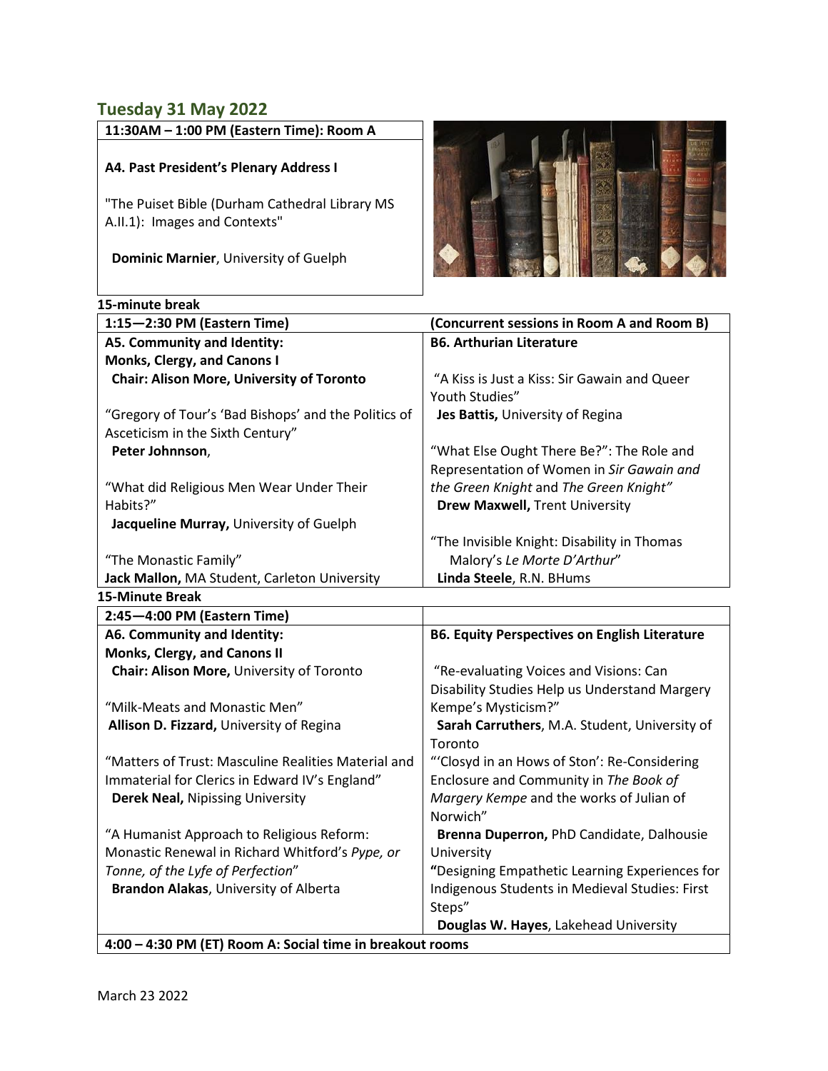## Tuesday 31 May 2022

**11:30AM – 1:00 PM (Eastern Time): Room A**

**A4. Past President's Plenary Address I**

"The Puiset Bible (Durham Cathedral Library MS A.II.1): Images and Contexts"

**Dominic Marnier**, University of Guelph

**15-minute break**

| 1:15—2:30 PM (Eastern Time) | (Concurrent sessions in Room A and Room B) |
|---|---|
| **A5. Community and Identity: Monks, Clergy, and Canons I**<br>**Chair: Alison More, University of Toronto**<br><br>"Gregory of Tour's 'Bad Bishops' and the Politics of Asceticism in the Sixth Century"<br>**Peter Johnnson**,<br><br>"What did Religious Men Wear Under Their Habits?"<br>**Jacqueline Murray,** University of Guelph<br><br>"The Monastic Family"<br>**Jack Mallon,** MA Student, Carleton University | **B6. Arthurian Literature**<br><br>"A Kiss is Just a Kiss: Sir Gawain and Queer Youth Studies"<br>**Jes Battis,** University of Regina<br><br>"What Else Ought There Be?": The Role and Representation of Women in *Sir Gawain and the Green Knight* and *The Green Knight"*<br>**Drew Maxwell,** Trent University<br><br>"The Invisible Knight: Disability in Thomas Malory's *Le Morte D'Arthur*"<br>**Linda Steele**, R.N. BHums |

**15-Minute Break**

| 2:45—4:00 PM (Eastern Time) | |
|---|---|
| **A6. Community and Identity: Monks, Clergy, and Canons II**<br>**Chair: Alison More,** University of Toronto<br><br>"Milk-Meats and Monastic Men"<br>**Allison D. Fizzard,** University of Regina<br><br>"Matters of Trust: Masculine Realities Material and Immaterial for Clerics in Edward IV's England"<br>**Derek Neal,** Nipissing University<br><br>"A Humanist Approach to Religious Reform: Monastic Renewal in Richard Whitford's *Pype, or Tonne, of the Lyfe of Perfection*"<br>**Brandon Alakas**, University of Alberta | **B6. Equity Perspectives on English Literature**<br><br>"Re-evaluating Voices and Visions: Can Disability Studies Help us Understand Margery Kempe's Mysticism?"<br>**Sarah Carruthers**, M.A. Student, University of Toronto<br>"'Closyd in an Hows of Ston': Re-Considering Enclosure and Community in *The Book of Margery Kempe* and the works of Julian of Norwich"<br>**Brenna Duperron,** PhD Candidate, Dalhousie University<br>**"**Designing Empathetic Learning Experiences for Indigenous Students in Medieval Studies: First Steps"<br>**Douglas W. Hayes**, Lakehead University |

**4:00 – 4:30 PM (ET) Room A: Social time in breakout rooms**

March 23 2022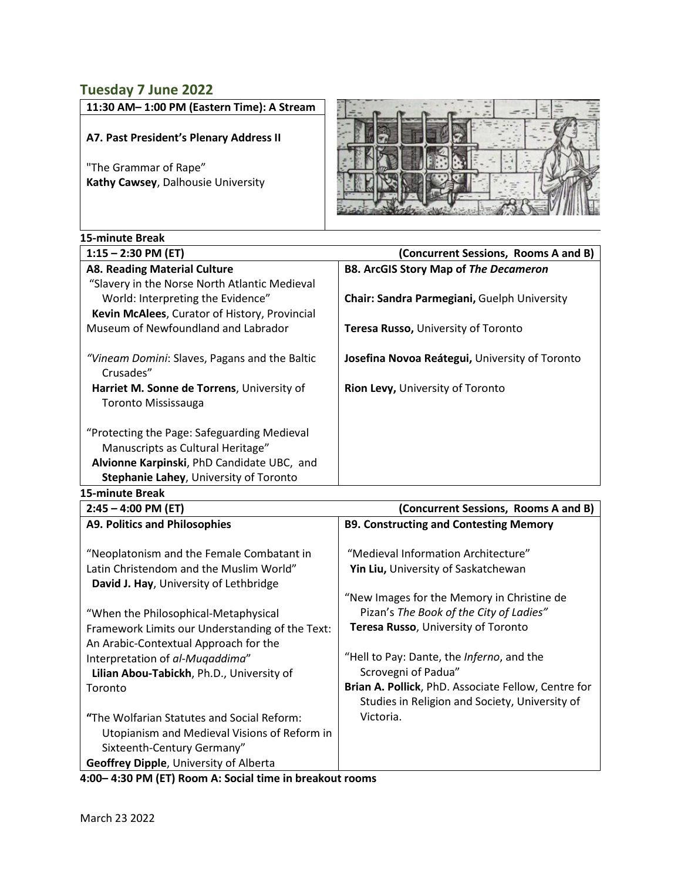## Tuesday 7 June 2022

**11:30 AM– 1:00 PM (Eastern Time): A Stream**

**A7. Past President's Plenary Address II**

"The Grammar of Rape"
**Kathy Cawsey**, Dalhousie University

**15-minute Break**

| **1:15 – 2:30 PM (ET)** | **(Concurrent Sessions, Rooms A and B)** |
|---|---|
| **A8. Reading Material Culture** | **B8. ArcGIS Story Map of *The Decameron*** |
| "Slavery in the Norse North Atlantic Medieval World: Interpreting the Evidence" **Kevin McAlees**, Curator of History, Provincial Museum of Newfoundland and Labrador | **Chair: Sandra Parmegiani,** Guelph University |
| *"Vineam Domini*: Slaves, Pagans and the Baltic Crusades" **Harriet M. Sonne de Torrens**, University of Toronto Mississauga | **Teresa Russo,** University of Toronto |
| "Protecting the Page: Safeguarding Medieval Manuscripts as Cultural Heritage" **Alvionne Karpinski**, PhD Candidate UBC, and **Stephanie Lahey**, University of Toronto | **Josefina Novoa Reátegui,** University of Toronto |
| | **Rion Levy,** University of Toronto |

**15-minute Break**

| **2:45 – 4:00 PM (ET)** | **(Concurrent Sessions, Rooms A and B)** |
|---|---|
| **A9. Politics and Philosophies** | **B9. Constructing and Contesting Memory** |
| "Neoplatonism and the Female Combatant in Latin Christendom and the Muslim World" **David J. Hay**, University of Lethbridge | "Medieval Information Architecture" **Yin Liu,** University of Saskatchewan |
| "When the Philosophical-Metaphysical Framework Limits our Understanding of the Text: An Arabic-Contextual Approach for the Interpretation of *al-Muqaddima*" **Lilian Abou-Tabickh**, Ph.D., University of Toronto | "New Images for the Memory in Christine de Pizan's *The Book of the City of Ladies"* **Teresa Russo**, University of Toronto |
| **"**The Wolfarian Statutes and Social Reform: Utopianism and Medieval Visions of Reform in Sixteenth-Century Germany" **Geoffrey Dipple**, University of Alberta | "Hell to Pay: Dante, the *Inferno*, and the Scrovegni of Padua" **Brian A. Pollick**, PhD. Associate Fellow, Centre for Studies in Religion and Society, University of Victoria. |

**4:00– 4:30 PM (ET) Room A: Social time in breakout rooms**

March 23 2022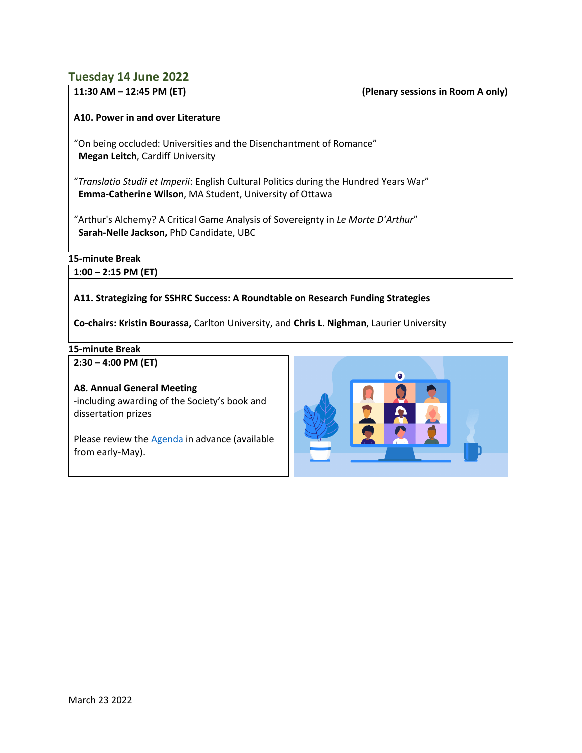## Tuesday 14 June 2022

**11:30 AM – 12:45 PM (ET)** **(Plenary sessions in Room A only)**

**A10. Power in and over Literature**

"On being occluded: Universities and the Disenchantment of Romance"
**Megan Leitch**, Cardiff University

"*Translatio Studii et Imperii*: English Cultural Politics during the Hundred Years War"
**Emma-Catherine Wilson**, MA Student, University of Ottawa

"Arthur's Alchemy? A Critical Game Analysis of Sovereignty in *Le Morte D'Arthur*"
**Sarah-Nelle Jackson,** PhD Candidate, UBC

**15-minute Break**

**1:00 – 2:15 PM (ET)**

**A11. Strategizing for SSHRC Success: A Roundtable on Research Funding Strategies**

**Co-chairs: Kristin Bourassa,** Carlton University, and **Chris L. Nighman**, Laurier University

**15-minute Break**

**2:30 – 4:00 PM (ET)**

**A8. Annual General Meeting**
-including awarding of the Society's book and dissertation prizes

Please review the Agenda in advance (available from early-May).

March 23 2022